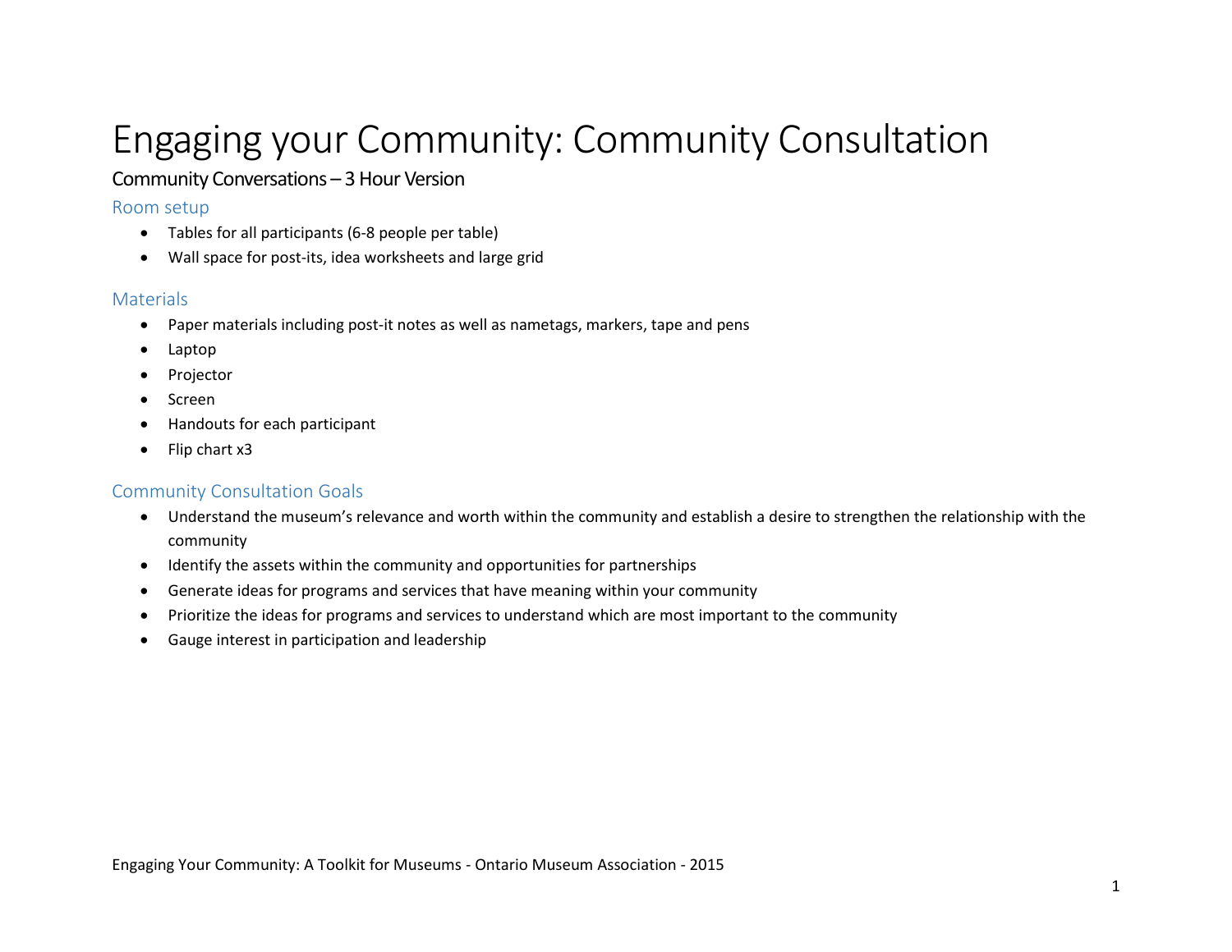# Engaging your Community: Community Consultation

## Community Conversations – 3 Hour Version

### Room setup

- Tables for all participants (6-8 people per table)
- Wall space for post-its, idea worksheets and large grid

### Materials

- Paper materials including post-it notes as well as nametags, markers, tape and pens
- Laptop
- Projector
- Screen
- Handouts for each participant
- Flip chart x3

### Community Consultation Goals

- Understand the museum's relevance and worth within the community and establish a desire to strengthen the relationship with the community
- Identify the assets within the community and opportunities for partnerships
- Generate ideas for programs and services that have meaning within your community
- Prioritize the ideas for programs and services to understand which are most important to the community
- Gauge interest in participation and leadership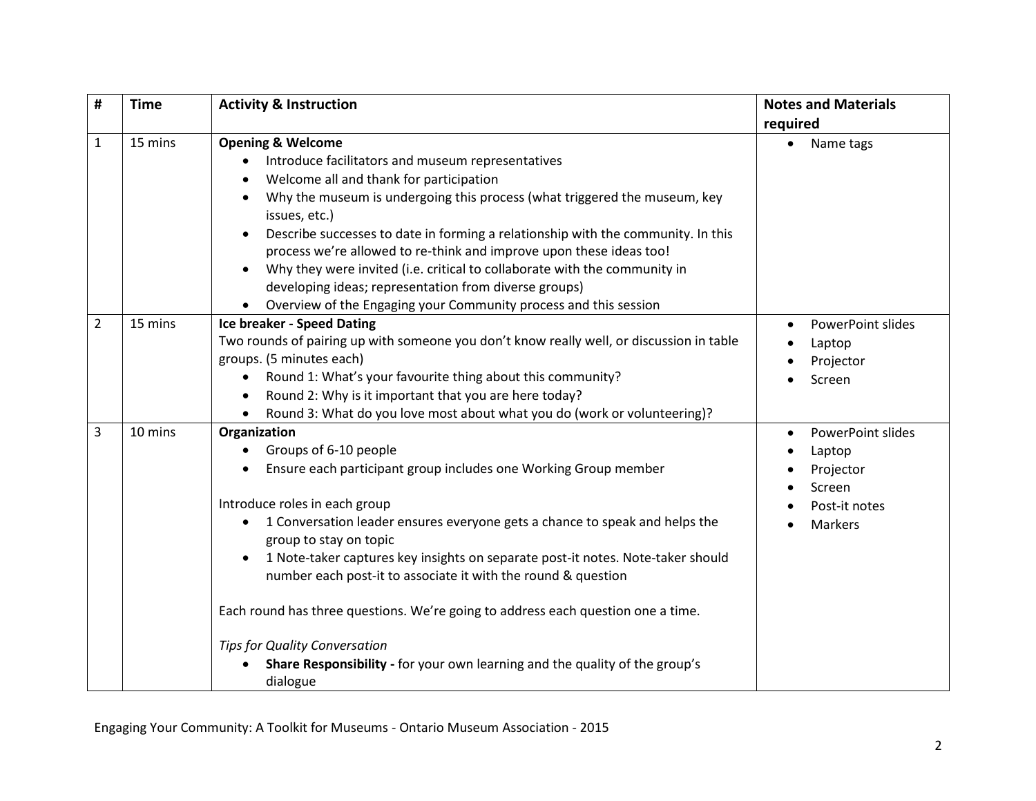| # | Time | Activity & Instruction | Notes and Materials required |
|---|---|---|---|
| 1 | 15 mins | **Opening & Welcome**<br>• Introduce facilitators and museum representatives<br>• Welcome all and thank for participation<br>• Why the museum is undergoing this process (what triggered the museum, key issues, etc.)<br>• Describe successes to date in forming a relationship with the community. In this process we're allowed to re-think and improve upon these ideas too!<br>• Why they were invited (i.e. critical to collaborate with the community in developing ideas; representation from diverse groups)<br>• Overview of the Engaging your Community process and this session | • Name tags |
| 2 | 15 mins | **Ice breaker - Speed Dating**<br>Two rounds of pairing up with someone you don't know really well, or discussion in table groups. (5 minutes each)<br>• Round 1: What's your favourite thing about this community?<br>• Round 2: Why is it important that you are here today?<br>• Round 3: What do you love most about what you do (work or volunteering)? | • PowerPoint slides<br>• Laptop<br>• Projector<br>• Screen |
| 3 | 10 mins | **Organization**<br>• Groups of 6-10 people<br>• Ensure each participant group includes one Working Group member<br><br>Introduce roles in each group<br>• 1 Conversation leader ensures everyone gets a chance to speak and helps the group to stay on topic<br>• 1 Note-taker captures key insights on separate post-it notes. Note-taker should number each post-it to associate it with the round & question<br><br>Each round has three questions. We're going to address each question one a time.<br><br>*Tips for Quality Conversation*<br>• **Share Responsibility -** for your own learning and the quality of the group's dialogue | • PowerPoint slides<br>• Laptop<br>• Projector<br>• Screen<br>• Post-it notes<br>• Markers |

Engaging Your Community: A Toolkit for Museums - Ontario Museum Association - 2015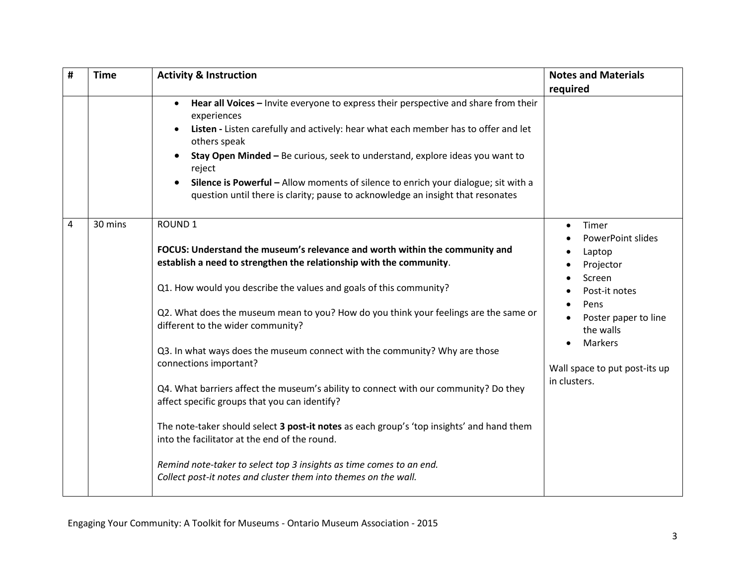| # | Time | Activity & Instruction | Notes and Materials required |
|---|---|---|---|
| | | • **Hear all Voices –** Invite everyone to express their perspective and share from their experiences<br>• **Listen -** Listen carefully and actively: hear what each member has to offer and let others speak<br>• **Stay Open Minded –** Be curious, seek to understand, explore ideas you want to reject<br>• **Silence is Powerful –** Allow moments of silence to enrich your dialogue; sit with a question until there is clarity; pause to acknowledge an insight that resonates | |
| 4 | 30 mins | ROUND 1<br><br>**FOCUS: Understand the museum's relevance and worth within the community and establish a need to strengthen the relationship with the community**.<br><br>Q1. How would you describe the values and goals of this community?<br><br>Q2. What does the museum mean to you? How do you think your feelings are the same or different to the wider community?<br><br>Q3. In what ways does the museum connect with the community? Why are those connections important?<br><br>Q4. What barriers affect the museum's ability to connect with our community? Do they affect specific groups that you can identify?<br><br>The note-taker should select **3 post-it notes** as each group's 'top insights' and hand them into the facilitator at the end of the round.<br><br>*Remind note-taker to select top 3 insights as time comes to an end.*<br>*Collect post-it notes and cluster them into themes on the wall.* | • Timer<br>• PowerPoint slides<br>• Laptop<br>• Projector<br>• Screen<br>• Post-it notes<br>• Pens<br>• Poster paper to line the walls<br>• Markers<br><br>Wall space to put post-its up in clusters. |

Engaging Your Community: A Toolkit for Museums - Ontario Museum Association - 2015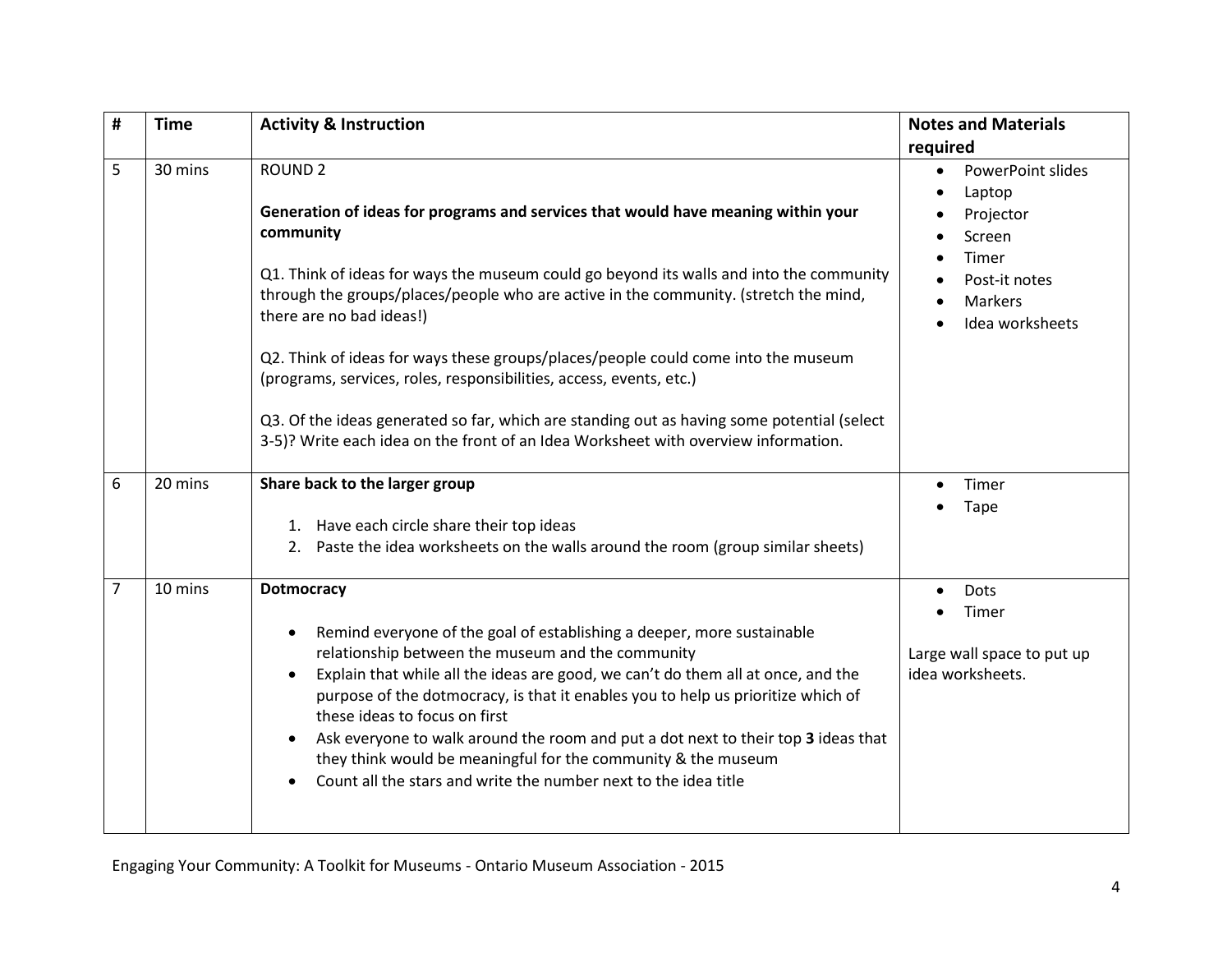| # | Time | Activity & Instruction | Notes and Materials required |
|---|---|---|---|
| 5 | 30 mins | ROUND 2<br><br>**Generation of ideas for programs and services that would have meaning within your community**<br><br>Q1. Think of ideas for ways the museum could go beyond its walls and into the community through the groups/places/people who are active in the community. (stretch the mind, there are no bad ideas!)<br><br>Q2. Think of ideas for ways these groups/places/people could come into the museum (programs, services, roles, responsibilities, access, events, etc.)<br><br>Q3. Of the ideas generated so far, which are standing out as having some potential (select 3-5)? Write each idea on the front of an Idea Worksheet with overview information. | • PowerPoint slides<br>• Laptop<br>• Projector<br>• Screen<br>• Timer<br>• Post-it notes<br>• Markers<br>• Idea worksheets |
| 6 | 20 mins | **Share back to the larger group**<br><br>1. Have each circle share their top ideas<br>2. Paste the idea worksheets on the walls around the room (group similar sheets) | • Timer<br>• Tape |
| 7 | 10 mins | **Dotmocracy**<br><br>• Remind everyone of the goal of establishing a deeper, more sustainable relationship between the museum and the community<br>• Explain that while all the ideas are good, we can't do them all at once, and the purpose of the dotmocracy, is that it enables you to help us prioritize which of these ideas to focus on first<br>• Ask everyone to walk around the room and put a dot next to their top **3** ideas that they think would be meaningful for the community & the museum<br>• Count all the stars and write the number next to the idea title | • Dots<br>• Timer<br><br>Large wall space to put up idea worksheets. |

Engaging Your Community: A Toolkit for Museums - Ontario Museum Association - 2015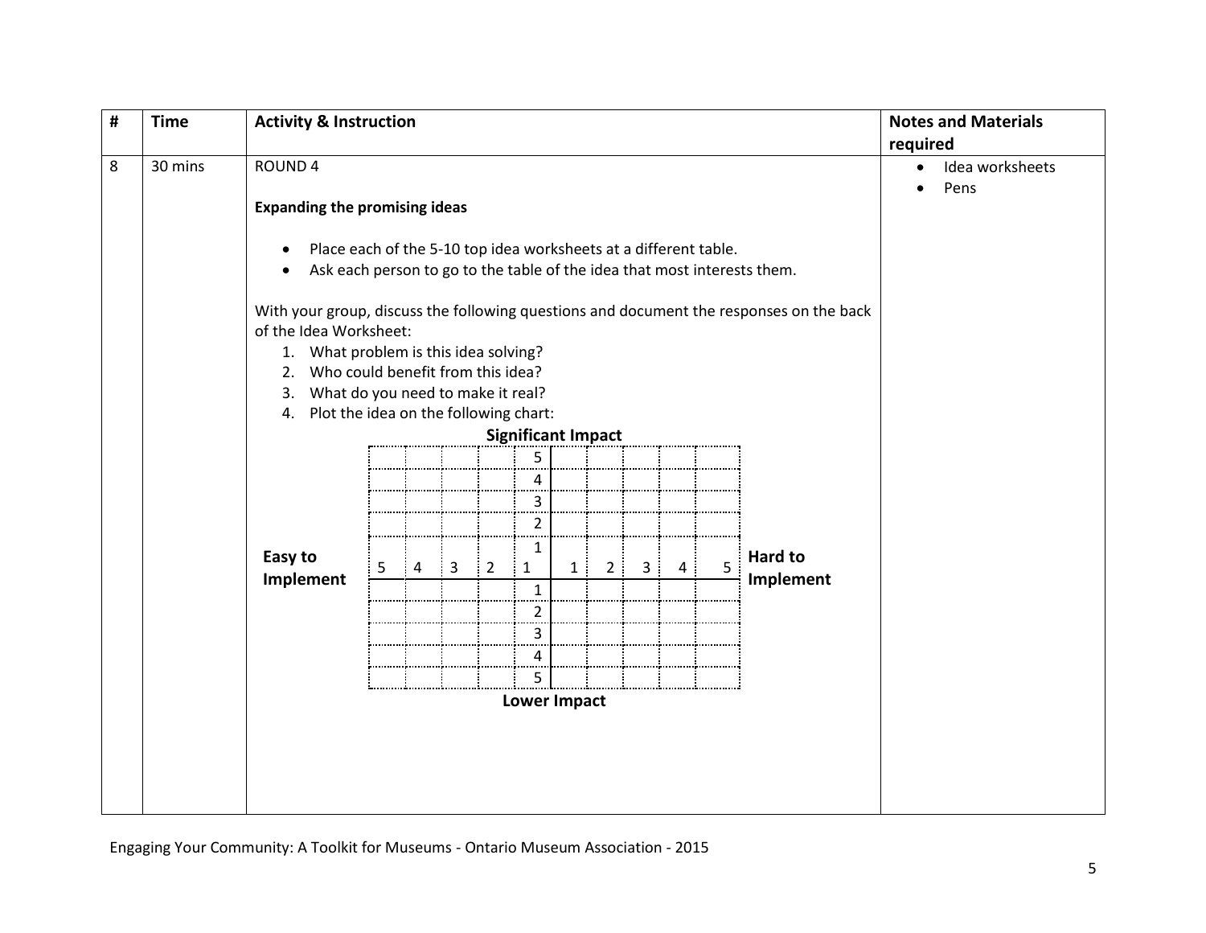| # | Time | Activity & Instruction | Notes and Materials required |
|---|---|---|---|
| 8 | 30 mins | ROUND 4<br><br>**Expanding the promising ideas**<br><br>• Place each of the 5-10 top idea worksheets at a different table.<br>• Ask each person to go to the table of the idea that most interests them.<br><br>With your group, discuss the following questions and document the responses on the back of the Idea Worksheet:<br>1. What problem is this idea solving?<br>2. Who could benefit from this idea?<br>3. What do you need to make it real?<br>4. Plot the idea on the following chart: | • Idea worksheets<br>• Pens |

**Significant Impact**

| | | | | | | | | | |
|---|---|---|---|---|---|---|---|---|---|
| | | | | 5 | | | | | |
| | | | | 4 | | | | | |
| | | | | 3 | | | | | |
| | | | | 2 | | | | | |
| | | | | 1 | | | | | |
| 5 | 4 | 3 | 2 | 1 | 1 | 2 | 3 | 4 | 5 |
| | | | | 1 | | | | | |
| | | | | 2 | | | | | |
| | | | | 3 | | | | | |
| | | | | 4 | | | | | |
| | | | | 5 | | | | | |

**Easy to Implement** (left) — **Hard to Implement** (right)

**Lower Impact**

Engaging Your Community: A Toolkit for Museums - Ontario Museum Association - 2015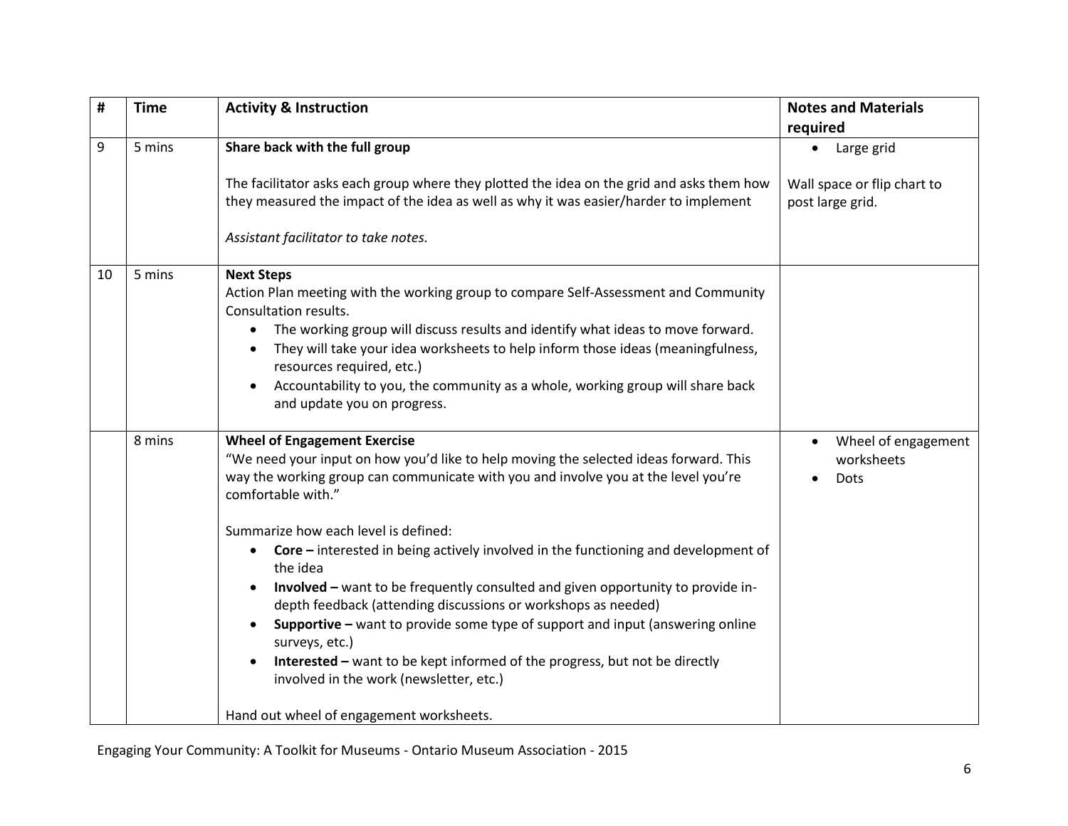| # | Time | Activity & Instruction | Notes and Materials required |
|---|---|---|---|
| 9 | 5 mins | **Share back with the full group**<br><br>The facilitator asks each group where they plotted the idea on the grid and asks them how they measured the impact of the idea as well as why it was easier/harder to implement<br><br>*Assistant facilitator to take notes.* | • Large grid<br><br>Wall space or flip chart to post large grid. |
| 10 | 5 mins | **Next Steps**<br>Action Plan meeting with the working group to compare Self-Assessment and Community Consultation results.<br>• The working group will discuss results and identify what ideas to move forward.<br>• They will take your idea worksheets to help inform those ideas (meaningfulness, resources required, etc.)<br>• Accountability to you, the community as a whole, working group will share back and update you on progress. | |
| | 8 mins | **Wheel of Engagement Exercise**<br>"We need your input on how you'd like to help moving the selected ideas forward. This way the working group can communicate with you and involve you at the level you're comfortable with."<br><br>Summarize how each level is defined:<br>• **Core –** interested in being actively involved in the functioning and development of the idea<br>• **Involved –** want to be frequently consulted and given opportunity to provide in-depth feedback (attending discussions or workshops as needed)<br>• **Supportive –** want to provide some type of support and input (answering online surveys, etc.)<br>• **Interested –** want to be kept informed of the progress, but not be directly involved in the work (newsletter, etc.)<br><br>Hand out wheel of engagement worksheets. | • Wheel of engagement worksheets<br>• Dots |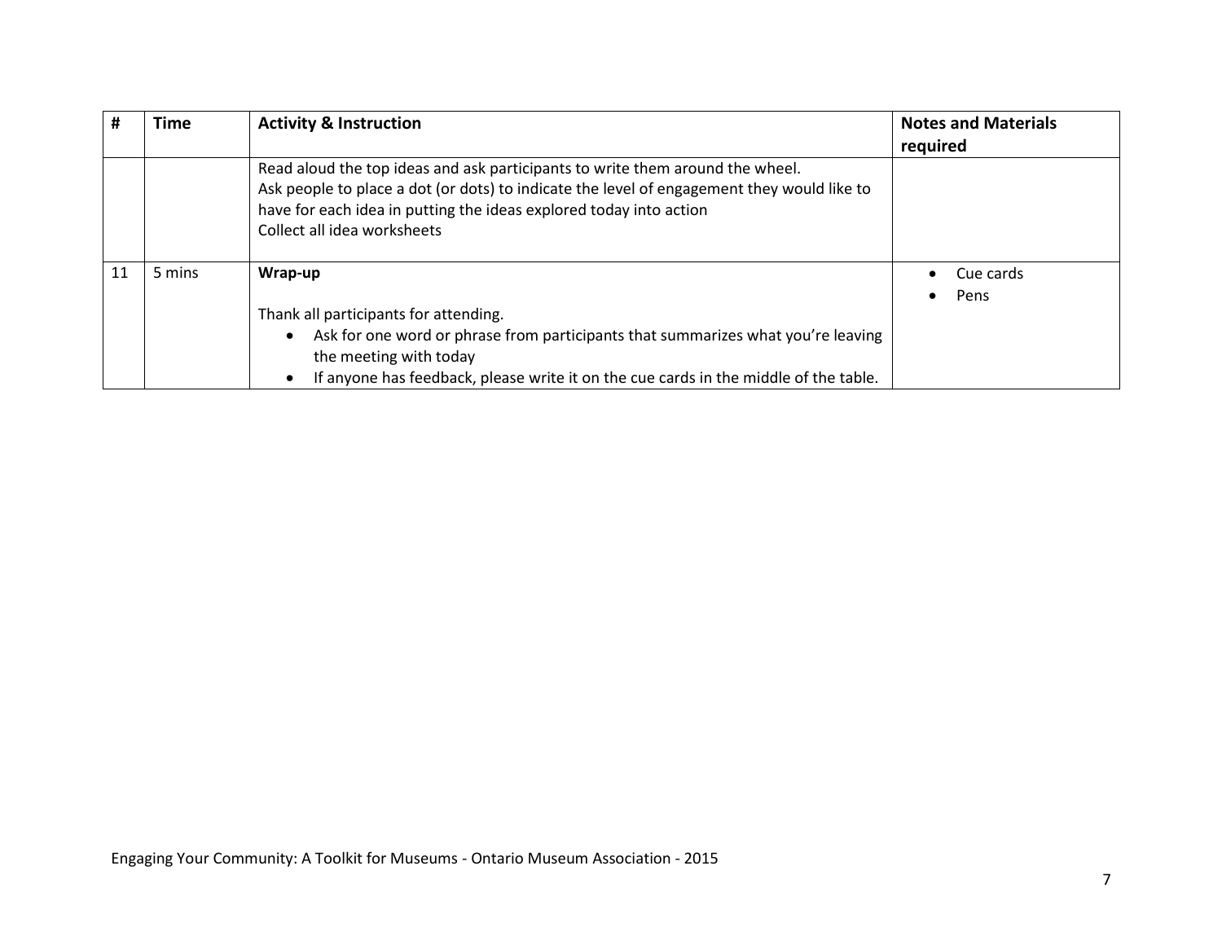| # | Time | Activity & Instruction | Notes and Materials required |
|---|---|---|---|
| | | Read aloud the top ideas and ask participants to write them around the wheel.<br>Ask people to place a dot (or dots) to indicate the level of engagement they would like to have for each idea in putting the ideas explored today into action<br>Collect all idea worksheets | |
| 11 | 5 mins | **Wrap-up**<br><br>Thank all participants for attending.<br>• Ask for one word or phrase from participants that summarizes what you're leaving the meeting with today<br>• If anyone has feedback, please write it on the cue cards in the middle of the table. | • Cue cards<br>• Pens |

Engaging Your Community: A Toolkit for Museums - Ontario Museum Association - 2015